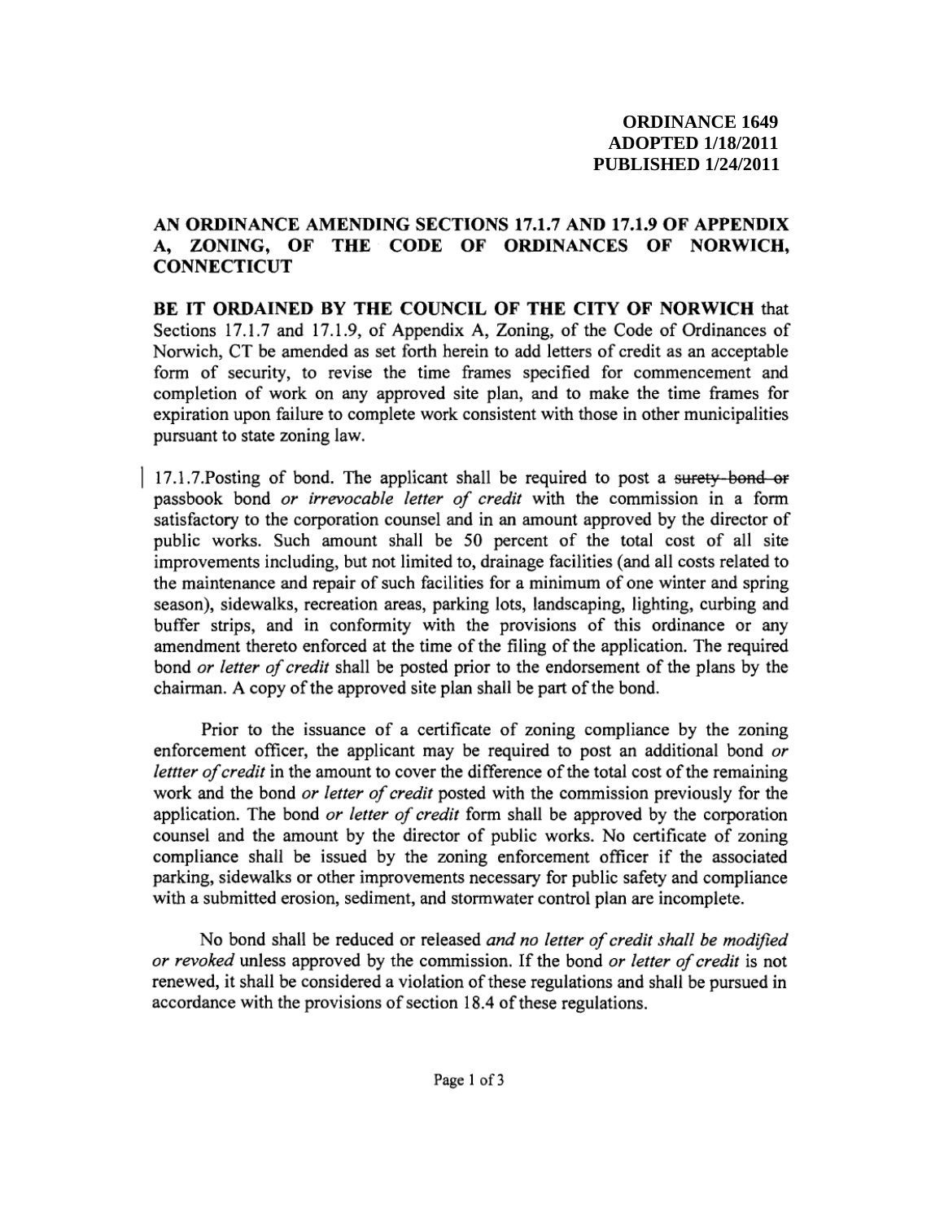**ORDINANCE 1649**
**ADOPTED 1/18/2011**
**PUBLISHED 1/24/2011**

**AN ORDINANCE AMENDING SECTIONS 17.1.7 AND 17.1.9 OF APPENDIX A, ZONING, OF THE CODE OF ORDINANCES OF NORWICH, CONNECTICUT**

**BE IT ORDAINED BY THE COUNCIL OF THE CITY OF NORWICH** that Sections 17.1.7 and 17.1.9, of Appendix A, Zoning, of the Code of Ordinances of Norwich, CT be amended as set forth herein to add letters of credit as an acceptable form of security, to revise the time frames specified for commencement and completion of work on any approved site plan, and to make the time frames for expiration upon failure to complete work consistent with those in other municipalities pursuant to state zoning law.

17.1.7.Posting of bond. The applicant shall be required to post a ~~surety bond or~~ passbook bond *or irrevocable letter of credit* with the commission in a form satisfactory to the corporation counsel and in an amount approved by the director of public works. Such amount shall be 50 percent of the total cost of all site improvements including, but not limited to, drainage facilities (and all costs related to the maintenance and repair of such facilities for a minimum of one winter and spring season), sidewalks, recreation areas, parking lots, landscaping, lighting, curbing and buffer strips, and in conformity with the provisions of this ordinance or any amendment thereto enforced at the time of the filing of the application. The required bond *or letter of credit* shall be posted prior to the endorsement of the plans by the chairman. A copy of the approved site plan shall be part of the bond.

Prior to the issuance of a certificate of zoning compliance by the zoning enforcement officer, the applicant may be required to post an additional bond *or lettter of credit* in the amount to cover the difference of the total cost of the remaining work and the bond *or letter of credit* posted with the commission previously for the application. The bond *or letter of credit* form shall be approved by the corporation counsel and the amount by the director of public works. No certificate of zoning compliance shall be issued by the zoning enforcement officer if the associated parking, sidewalks or other improvements necessary for public safety and compliance with a submitted erosion, sediment, and stormwater control plan are incomplete.

No bond shall be reduced or released *and no letter of credit shall be modified or revoked* unless approved by the commission. If the bond *or letter of credit* is not renewed, it shall be considered a violation of these regulations and shall be pursued in accordance with the provisions of section 18.4 of these regulations.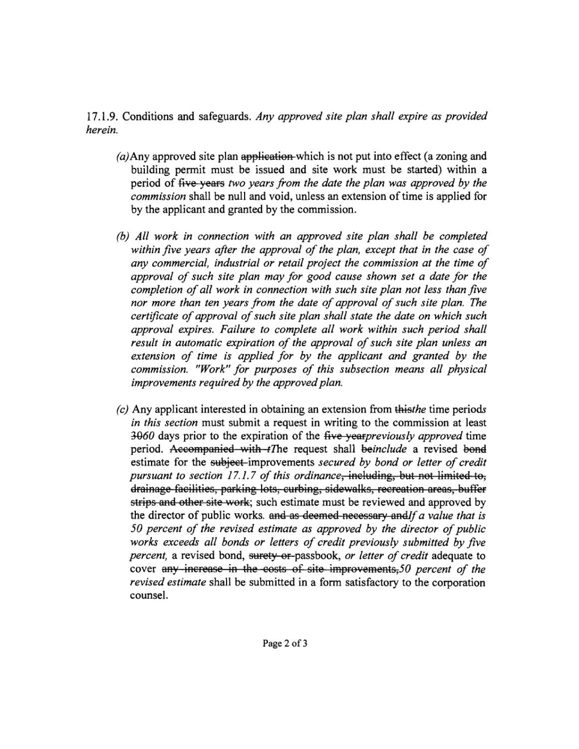17.1.9. Conditions and safeguards. *Any approved site plan shall expire as provided herein.*

*(a)* Any approved site plan ~~application~~ which is not put into effect (a zoning and building permit must be issued and site work must be started) within a period of ~~five years~~ *two years from the date the plan was approved by the commission* shall be null and void, unless an extension of time is applied for by the applicant and granted by the commission.

*(b) All work in connection with an approved site plan shall be completed within five years after the approval of the plan, except that in the case of any commercial, industrial or retail project the commission at the time of approval of such site plan may for good cause shown set a date for the completion of all work in connection with such site plan not less than five nor more than ten years from the date of approval of such site plan. The certificate of approval of such site plan shall state the date on which such approval expires. Failure to complete all work within such period shall result in automatic expiration of the approval of such site plan unless an extension of time is applied for by the applicant and granted by the commission. "Work" for purposes of this subsection means all physical improvements required by the approved plan.*

*(c)* Any applicant interested in obtaining an extension from ~~this~~*the* time period*s in this section* must submit a request in writing to the commission at least ~~30~~*60* days prior to the expiration of the ~~five year~~*previously approved* time period. ~~Accompanied with t~~*The* request shall ~~be~~*include* a revised ~~bond~~ estimate for the ~~subject~~ improvements *secured by bond or letter of credit pursuant to section 17.1.7 of this ordinance*~~, including, but not limited to, drainage facilities, parking lots, curbing, sidewalks, recreation areas, buffer strips and other site work~~; such estimate must be reviewed and approved by the director of public works. ~~and as deemed necessary and~~*If a value that is 50 percent of the revised estimate as approved by the director of public works exceeds all bonds or letters of credit previously submitted by five percent,* a revised bond, ~~surety or~~ passbook, *or letter of credit* adequate to cover ~~any increase in the costs of site improvements,~~*50 percent of the revised estimate* shall be submitted in a form satisfactory to the corporation counsel.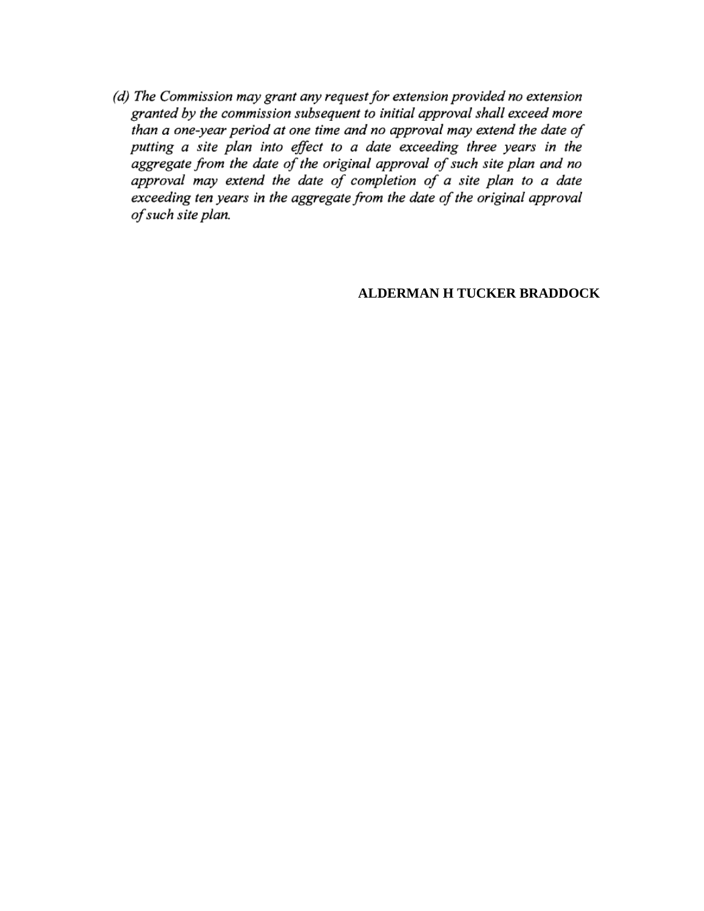*(d) The Commission may grant any request for extension provided no extension granted by the commission subsequent to initial approval shall exceed more than a one-year period at one time and no approval may extend the date of putting a site plan into effect to a date exceeding three years in the aggregate from the date of the original approval of such site plan and no approval may extend the date of completion of a site plan to a date exceeding ten years in the aggregate from the date of the original approval of such site plan.*

**ALDERMAN H TUCKER BRADDOCK**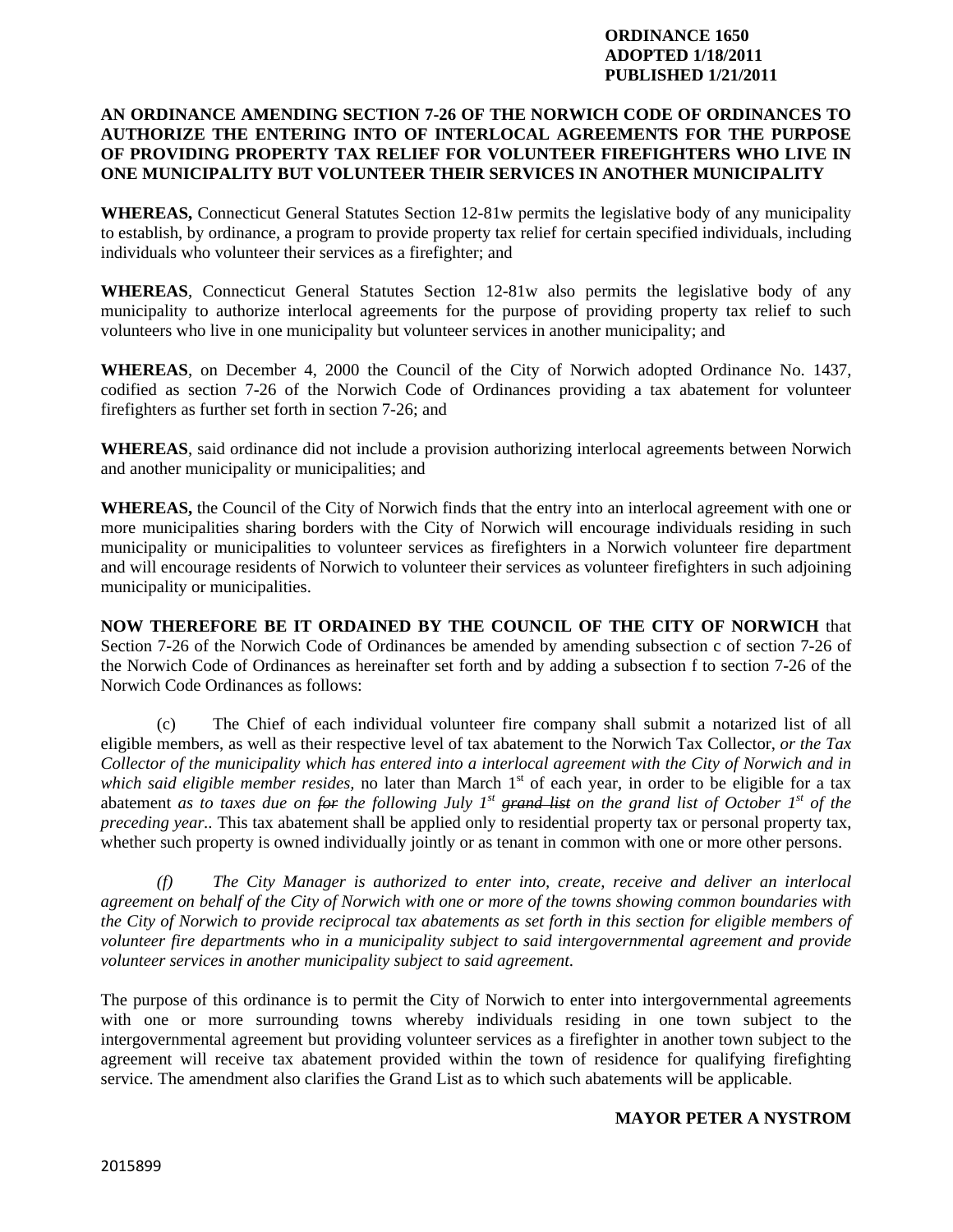**ORDINANCE 1650**
**ADOPTED 1/18/2011**
**PUBLISHED 1/21/2011**

**AN ORDINANCE AMENDING SECTION 7-26 OF THE NORWICH CODE OF ORDINANCES TO AUTHORIZE THE ENTERING INTO OF INTERLOCAL AGREEMENTS FOR THE PURPOSE OF PROVIDING PROPERTY TAX RELIEF FOR VOLUNTEER FIREFIGHTERS WHO LIVE IN ONE MUNICIPALITY BUT VOLUNTEER THEIR SERVICES IN ANOTHER MUNICIPALITY**

**WHEREAS,** Connecticut General Statutes Section 12-81w permits the legislative body of any municipality to establish, by ordinance, a program to provide property tax relief for certain specified individuals, including individuals who volunteer their services as a firefighter; and

**WHEREAS**, Connecticut General Statutes Section 12-81w also permits the legislative body of any municipality to authorize interlocal agreements for the purpose of providing property tax relief to such volunteers who live in one municipality but volunteer services in another municipality; and

**WHEREAS**, on December 4, 2000 the Council of the City of Norwich adopted Ordinance No. 1437, codified as section 7-26 of the Norwich Code of Ordinances providing a tax abatement for volunteer firefighters as further set forth in section 7-26; and

**WHEREAS**, said ordinance did not include a provision authorizing interlocal agreements between Norwich and another municipality or municipalities; and

**WHEREAS,** the Council of the City of Norwich finds that the entry into an interlocal agreement with one or more municipalities sharing borders with the City of Norwich will encourage individuals residing in such municipality or municipalities to volunteer services as firefighters in a Norwich volunteer fire department and will encourage residents of Norwich to volunteer their services as volunteer firefighters in such adjoining municipality or municipalities.

**NOW THEREFORE BE IT ORDAINED BY THE COUNCIL OF THE CITY OF NORWICH** that Section 7-26 of the Norwich Code of Ordinances be amended by amending subsection c of section 7-26 of the Norwich Code of Ordinances as hereinafter set forth and by adding a subsection f to section 7-26 of the Norwich Code Ordinances as follows:

(c) The Chief of each individual volunteer fire company shall submit a notarized list of all eligible members, as well as their respective level of tax abatement to the Norwich Tax Collector, *or the Tax Collector of the municipality which has entered into a interlocal agreement with the City of Norwich and in which said eligible member resides,* no later than March 1st of each year, in order to be eligible for a tax abatement *as to taxes due on* ~~*for*~~ *the following July 1st* ~~*grand list*~~ *on the grand list of October 1st of the preceding year.*. This tax abatement shall be applied only to residential property tax or personal property tax, whether such property is owned individually jointly or as tenant in common with one or more other persons.

*(f) The City Manager is authorized to enter into, create, receive and deliver an interlocal agreement on behalf of the City of Norwich with one or more of the towns showing common boundaries with the City of Norwich to provide reciprocal tax abatements as set forth in this section for eligible members of volunteer fire departments who in a municipality subject to said intergovernmental agreement and provide volunteer services in another municipality subject to said agreement.*

The purpose of this ordinance is to permit the City of Norwich to enter into intergovernmental agreements with one or more surrounding towns whereby individuals residing in one town subject to the intergovernmental agreement but providing volunteer services as a firefighter in another town subject to the agreement will receive tax abatement provided within the town of residence for qualifying firefighting service. The amendment also clarifies the Grand List as to which such abatements will be applicable.

**MAYOR PETER A NYSTROM**

2015899